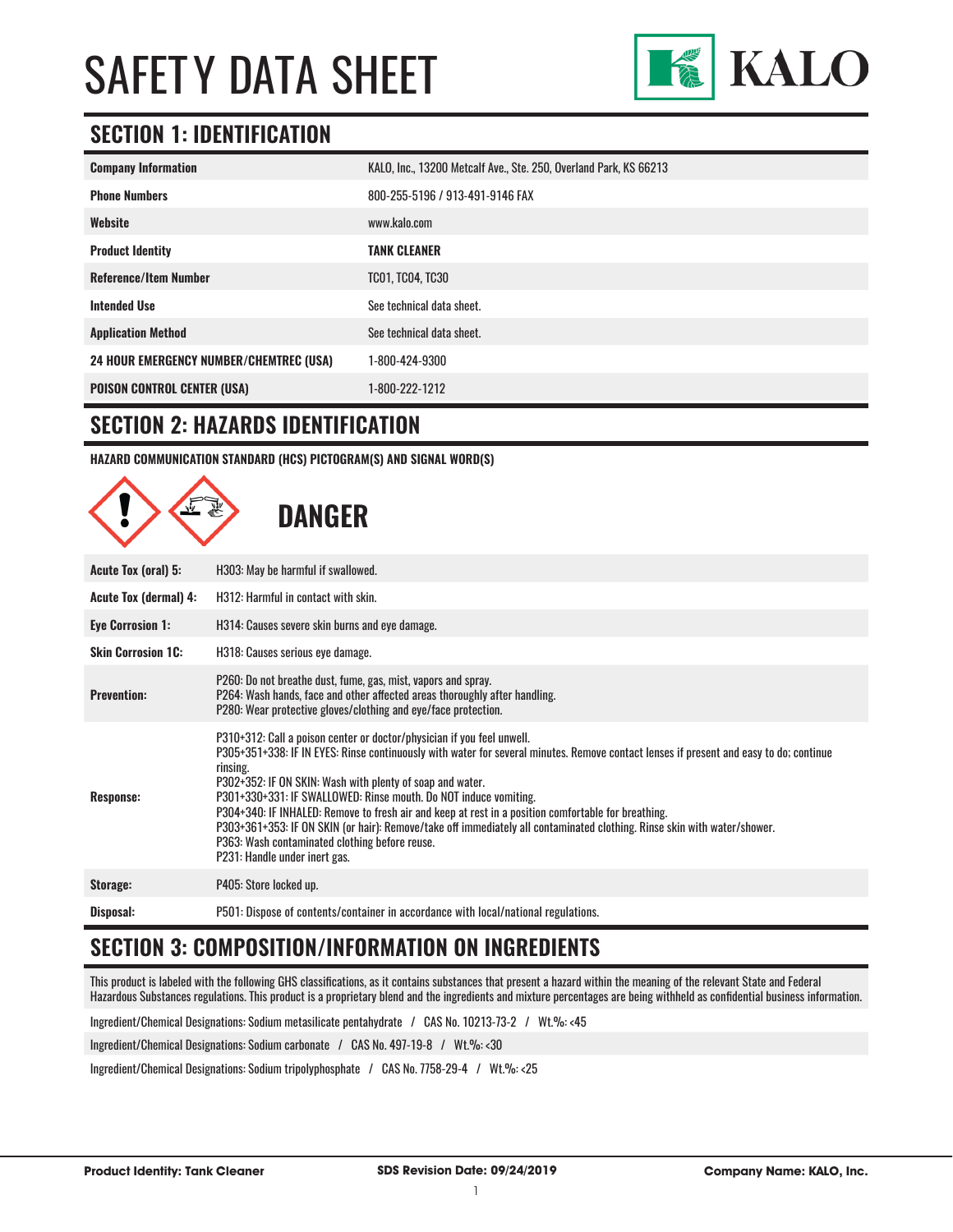# SAFETY DATA SHEET

KALO

## SECTION 1: IDENTIFICATION

| | |
|---|---|
| **Company Information** | KALO, Inc., 13200 Metcalf Ave., Ste. 250, Overland Park, KS 66213 |
| **Phone Numbers** | 800-255-5196 / 913-491-9146 FAX |
| **Website** | www.kalo.com |
| **Product Identity** | **TANK CLEANER** |
| **Reference/Item Number** | TC01, TC04, TC30 |
| **Intended Use** | See technical data sheet. |
| **Application Method** | See technical data sheet. |
| **24 HOUR EMERGENCY NUMBER/CHEMTREC (USA)** | 1-800-424-9300 |
| **POISON CONTROL CENTER (USA)** | 1-800-222-1212 |

## SECTION 2: HAZARDS IDENTIFICATION

**HAZARD COMMUNICATION STANDARD (HCS) PICTOGRAM(S) AND SIGNAL WORD(S)**

**DANGER**

| | |
|---|---|
| **Acute Tox (oral) 5:** | H303: May be harmful if swallowed. |
| **Acute Tox (dermal) 4:** | H312: Harmful in contact with skin. |
| **Eye Corrosion 1:** | H314: Causes severe skin burns and eye damage. |
| **Skin Corrosion 1C:** | H318: Causes serious eye damage. |
| **Prevention:** | P260: Do not breathe dust, fume, gas, mist, vapors and spray.<br>P264: Wash hands, face and other affected areas thoroughly after handling.<br>P280: Wear protective gloves/clothing and eye/face protection. |
| **Response:** | P310+312: Call a poison center or doctor/physician if you feel unwell.<br>P305+351+338: IF IN EYES: Rinse continuously with water for several minutes. Remove contact lenses if present and easy to do; continue rinsing.<br>P302+352: IF ON SKIN: Wash with plenty of soap and water.<br>P301+330+331: IF SWALLOWED: Rinse mouth. Do NOT induce vomiting.<br>P304+340: IF INHALED: Remove to fresh air and keep at rest in a position comfortable for breathing.<br>P303+361+353: IF ON SKIN (or hair): Remove/take off immediately all contaminated clothing. Rinse skin with water/shower.<br>P363: Wash contaminated clothing before reuse.<br>P231: Handle under inert gas. |
| **Storage:** | P405: Store locked up. |
| **Disposal:** | P501: Dispose of contents/container in accordance with local/national regulations. |

## SECTION 3: COMPOSITION/INFORMATION ON INGREDIENTS

This product is labeled with the following GHS classifications, as it contains substances that present a hazard within the meaning of the relevant State and Federal Hazardous Substances regulations. This product is a proprietary blend and the ingredients and mixture percentages are being withheld as confidential business information.

Ingredient/Chemical Designations: Sodium metasilicate pentahydrate / CAS No. 10213-73-2 / Wt.%: <45

Ingredient/Chemical Designations: Sodium carbonate / CAS No. 497-19-8 / Wt.%: <30

Ingredient/Chemical Designations: Sodium tripolyphosphate / CAS No. 7758-29-4 / Wt.%: <25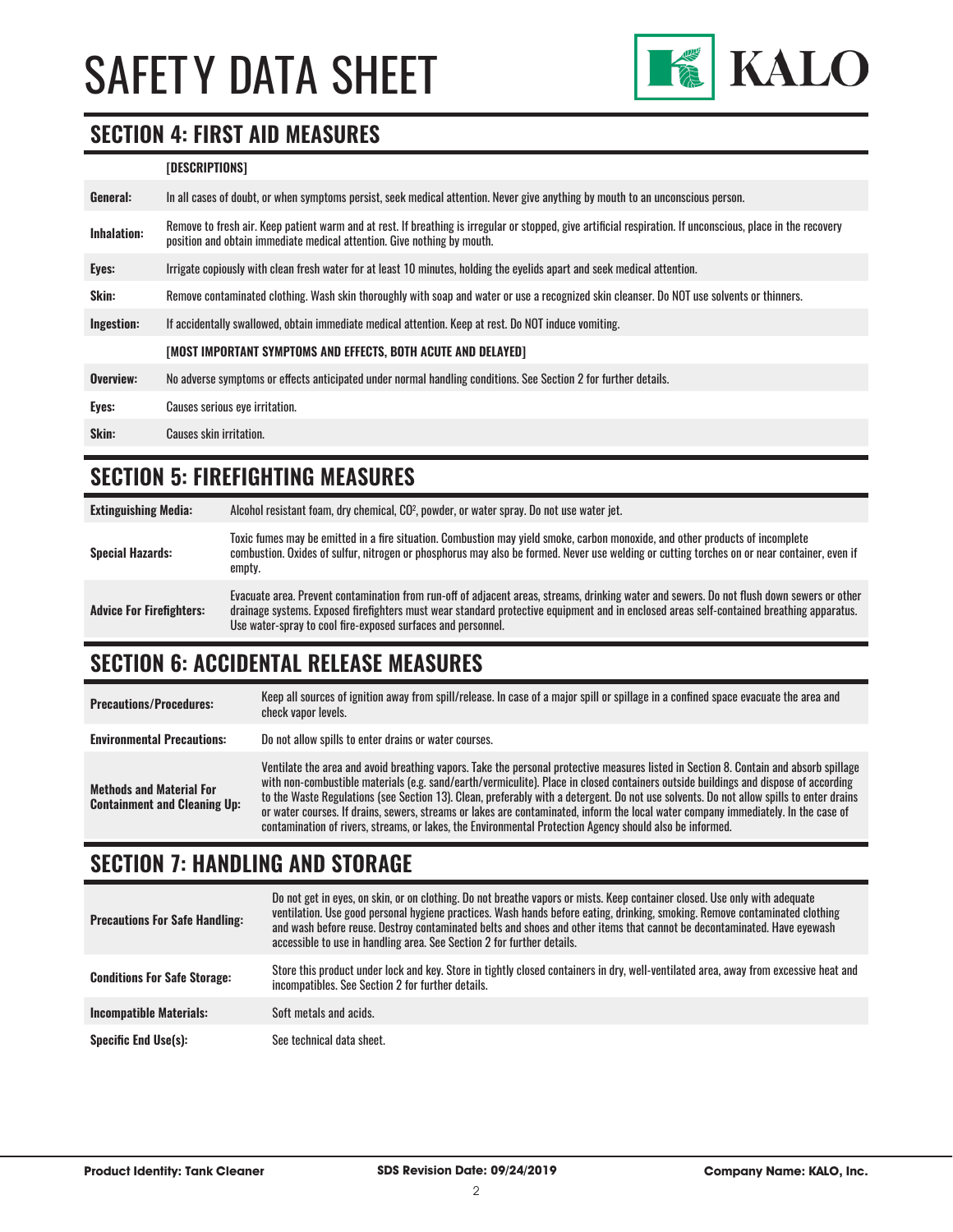# SAFETY DATA SHEET

## SECTION 4: FIRST AID MEASURES

| | [DESCRIPTIONS] |
|---|---|
| **General:** | In all cases of doubt, or when symptoms persist, seek medical attention. Never give anything by mouth to an unconscious person. |
| **Inhalation:** | Remove to fresh air. Keep patient warm and at rest. If breathing is irregular or stopped, give artificial respiration. If unconscious, place in the recovery position and obtain immediate medical attention. Give nothing by mouth. |
| **Eyes:** | Irrigate copiously with clean fresh water for at least 10 minutes, holding the eyelids apart and seek medical attention. |
| **Skin:** | Remove contaminated clothing. Wash skin thoroughly with soap and water or use a recognized skin cleanser. Do NOT use solvents or thinners. |
| **Ingestion:** | If accidentally swallowed, obtain immediate medical attention. Keep at rest. Do NOT induce vomiting. |
| | **[MOST IMPORTANT SYMPTOMS AND EFFECTS, BOTH ACUTE AND DELAYED]** |
| **Overview:** | No adverse symptoms or effects anticipated under normal handling conditions. See Section 2 for further details. |
| **Eyes:** | Causes serious eye irritation. |
| **Skin:** | Causes skin irritation. |

## SECTION 5: FIREFIGHTING MEASURES

| | |
|---|---|
| **Extinguishing Media:** | Alcohol resistant foam, dry chemical, $CO^2$, powder, or water spray. Do not use water jet. |
| **Special Hazards:** | Toxic fumes may be emitted in a fire situation. Combustion may yield smoke, carbon monoxide, and other products of incomplete combustion. Oxides of sulfur, nitrogen or phosphorus may also be formed. Never use welding or cutting torches on or near container, even if empty. |
| **Advice For Firefighters:** | Evacuate area. Prevent contamination from run-off of adjacent areas, streams, drinking water and sewers. Do not flush down sewers or other drainage systems. Exposed firefighters must wear standard protective equipment and in enclosed areas self-contained breathing apparatus. Use water-spray to cool fire-exposed surfaces and personnel. |

## SECTION 6: ACCIDENTAL RELEASE MEASURES

| | |
|---|---|
| **Precautions/Procedures:** | Keep all sources of ignition away from spill/release. In case of a major spill or spillage in a confined space evacuate the area and check vapor levels. |
| **Environmental Precautions:** | Do not allow spills to enter drains or water courses. |
| **Methods and Material For Containment and Cleaning Up:** | Ventilate the area and avoid breathing vapors. Take the personal protective measures listed in Section 8. Contain and absorb spillage with non-combustible materials (e.g. sand/earth/vermiculite). Place in closed containers outside buildings and dispose of according to the Waste Regulations (see Section 13). Clean, preferably with a detergent. Do not use solvents. Do not allow spills to enter drains or water courses. If drains, sewers, streams or lakes are contaminated, inform the local water company immediately. In the case of contamination of rivers, streams, or lakes, the Environmental Protection Agency should also be informed. |

## SECTION 7: HANDLING AND STORAGE

| | |
|---|---|
| **Precautions For Safe Handling:** | Do not get in eyes, on skin, or on clothing. Do not breathe vapors or mists. Keep container closed. Use only with adequate ventilation. Use good personal hygiene practices. Wash hands before eating, drinking, smoking. Remove contaminated clothing and wash before reuse. Destroy contaminated belts and shoes and other items that cannot be decontaminated. Have eyewash accessible to use in handling area. See Section 2 for further details. |
| **Conditions For Safe Storage:** | Store this product under lock and key. Store in tightly closed containers in dry, well-ventilated area, away from excessive heat and incompatibles. See Section 2 for further details. |
| **Incompatible Materials:** | Soft metals and acids. |
| **Specific End Use(s):** | See technical data sheet. |

**Product Identity: Tank Cleaner** | **SDS Revision Date: 09/24/2019** | **Company Name: KALO, Inc.**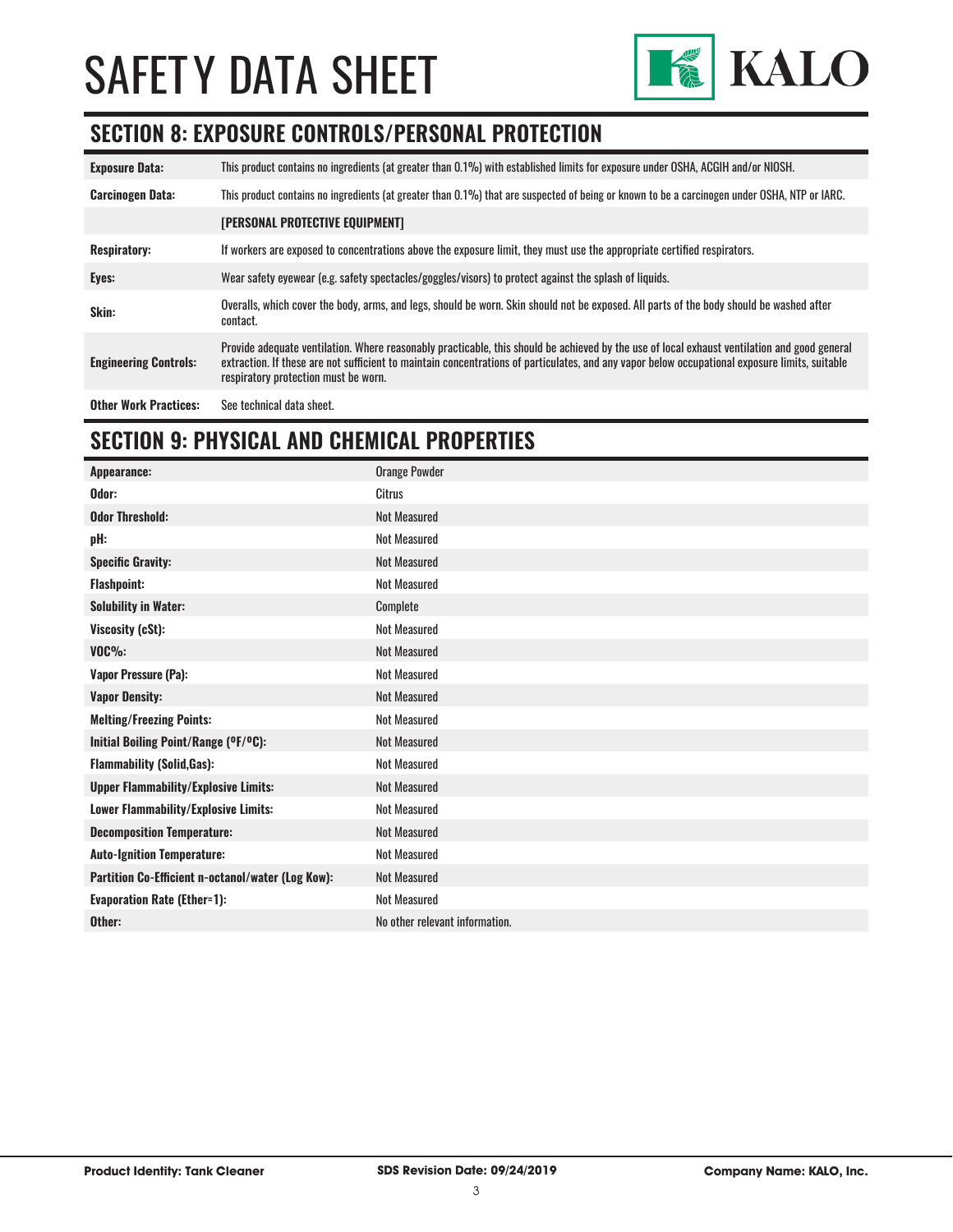# SAFETY DATA SHEET

## SECTION 8: EXPOSURE CONTROLS/PERSONAL PROTECTION

| | |
|---|---|
| **Exposure Data:** | This product contains no ingredients (at greater than 0.1%) with established limits for exposure under OSHA, ACGIH and/or NIOSH. |
| **Carcinogen Data:** | This product contains no ingredients (at greater than 0.1%) that are suspected of being or known to be a carcinogen under OSHA, NTP or IARC. |
| | **[PERSONAL PROTECTIVE EQUIPMENT]** |
| **Respiratory:** | If workers are exposed to concentrations above the exposure limit, they must use the appropriate certified respirators. |
| **Eyes:** | Wear safety eyewear (e.g. safety spectacles/goggles/visors) to protect against the splash of liquids. |
| **Skin:** | Overalls, which cover the body, arms, and legs, should be worn. Skin should not be exposed. All parts of the body should be washed after contact. |
| **Engineering Controls:** | Provide adequate ventilation. Where reasonably practicable, this should be achieved by the use of local exhaust ventilation and good general extraction. If these are not sufficient to maintain concentrations of particulates, and any vapor below occupational exposure limits, suitable respiratory protection must be worn. |
| **Other Work Practices:** | See technical data sheet. |

## SECTION 9: PHYSICAL AND CHEMICAL PROPERTIES

| | |
|---|---|
| **Appearance:** | Orange Powder |
| **Odor:** | Citrus |
| **Odor Threshold:** | Not Measured |
| **pH:** | Not Measured |
| **Specific Gravity:** | Not Measured |
| **Flashpoint:** | Not Measured |
| **Solubility in Water:** | Complete |
| **Viscosity (cSt):** | Not Measured |
| **VOC%:** | Not Measured |
| **Vapor Pressure (Pa):** | Not Measured |
| **Vapor Density:** | Not Measured |
| **Melting/Freezing Points:** | Not Measured |
| **Initial Boiling Point/Range (ºF/ºC):** | Not Measured |
| **Flammability (Solid,Gas):** | Not Measured |
| **Upper Flammability/Explosive Limits:** | Not Measured |
| **Lower Flammability/Explosive Limits:** | Not Measured |
| **Decomposition Temperature:** | Not Measured |
| **Auto-Ignition Temperature:** | Not Measured |
| **Partition Co-Efficient n-octanol/water (Log Kow):** | Not Measured |
| **Evaporation Rate (Ether=1):** | Not Measured |
| **Other:** | No other relevant information. |

**Product Identity: Tank Cleaner** **SDS Revision Date: 09/24/2019** **Company Name: KALO, Inc.**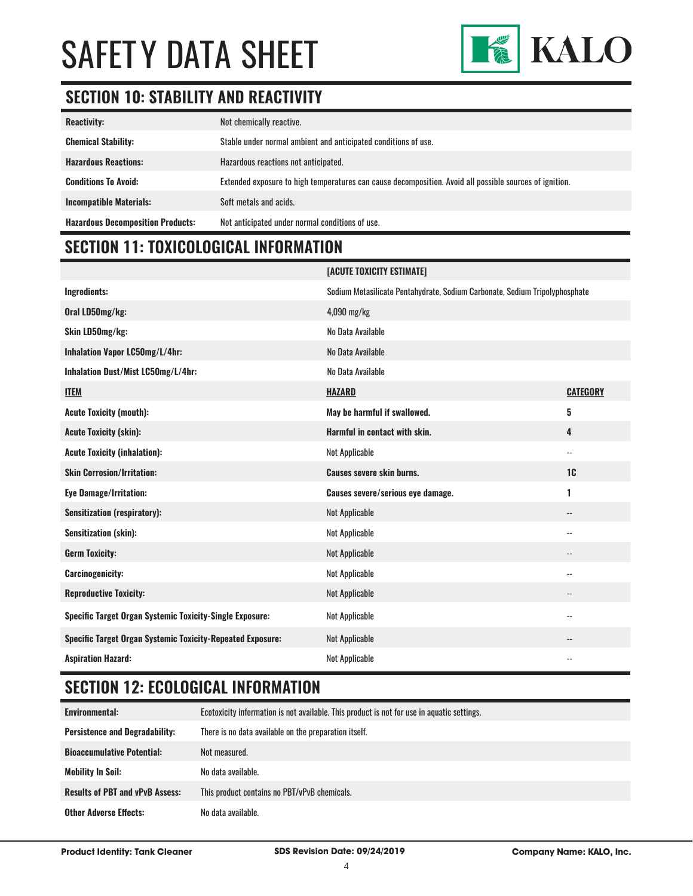# SAFETY DATA SHEET

## SECTION 10: STABILITY AND REACTIVITY

| | |
|---|---|
| **Reactivity:** | Not chemically reactive. |
| **Chemical Stability:** | Stable under normal ambient and anticipated conditions of use. |
| **Hazardous Reactions:** | Hazardous reactions not anticipated. |
| **Conditions To Avoid:** | Extended exposure to high temperatures can cause decomposition. Avoid all possible sources of ignition. |
| **Incompatible Materials:** | Soft metals and acids. |
| **Hazardous Decomposition Products:** | Not anticipated under normal conditions of use. |

## SECTION 11: TOXICOLOGICAL INFORMATION

| | **[ACUTE TOXICITY ESTIMATE]** | |
|---|---|---|
| **Ingredients:** | Sodium Metasilicate Pentahydrate, Sodium Carbonate, Sodium Tripolyphosphate | |
| **Oral LD50mg/kg:** | 4,090 mg/kg | |
| **Skin LD50mg/kg:** | No Data Available | |
| **Inhalation Vapor LC50mg/L/4hr:** | No Data Available | |
| **Inhalation Dust/Mist LC50mg/L/4hr:** | No Data Available | |
| **ITEM** | **HAZARD** | **CATEGORY** |
| **Acute Toxicity (mouth):** | **May be harmful if swallowed.** | **5** |
| **Acute Toxicity (skin):** | **Harmful in contact with skin.** | **4** |
| **Acute Toxicity (inhalation):** | Not Applicable | -- |
| **Skin Corrosion/Irritation:** | **Causes severe skin burns.** | **1C** |
| **Eye Damage/Irritation:** | **Causes severe/serious eye damage.** | **1** |
| **Sensitization (respiratory):** | Not Applicable | -- |
| **Sensitization (skin):** | Not Applicable | -- |
| **Germ Toxicity:** | Not Applicable | -- |
| **Carcinogenicity:** | Not Applicable | -- |
| **Reproductive Toxicity:** | Not Applicable | -- |
| **Specific Target Organ Systemic Toxicity-Single Exposure:** | Not Applicable | -- |
| **Specific Target Organ Systemic Toxicity-Repeated Exposure:** | Not Applicable | -- |
| **Aspiration Hazard:** | Not Applicable | -- |

## SECTION 12: ECOLOGICAL INFORMATION

| | |
|---|---|
| **Environmental:** | Ecotoxicity information is not available. This product is not for use in aquatic settings. |
| **Persistence and Degradability:** | There is no data available on the preparation itself. |
| **Bioaccumulative Potential:** | Not measured. |
| **Mobility In Soil:** | No data available. |
| **Results of PBT and vPvB Assess:** | This product contains no PBT/vPvB chemicals. |
| **Other Adverse Effects:** | No data available. |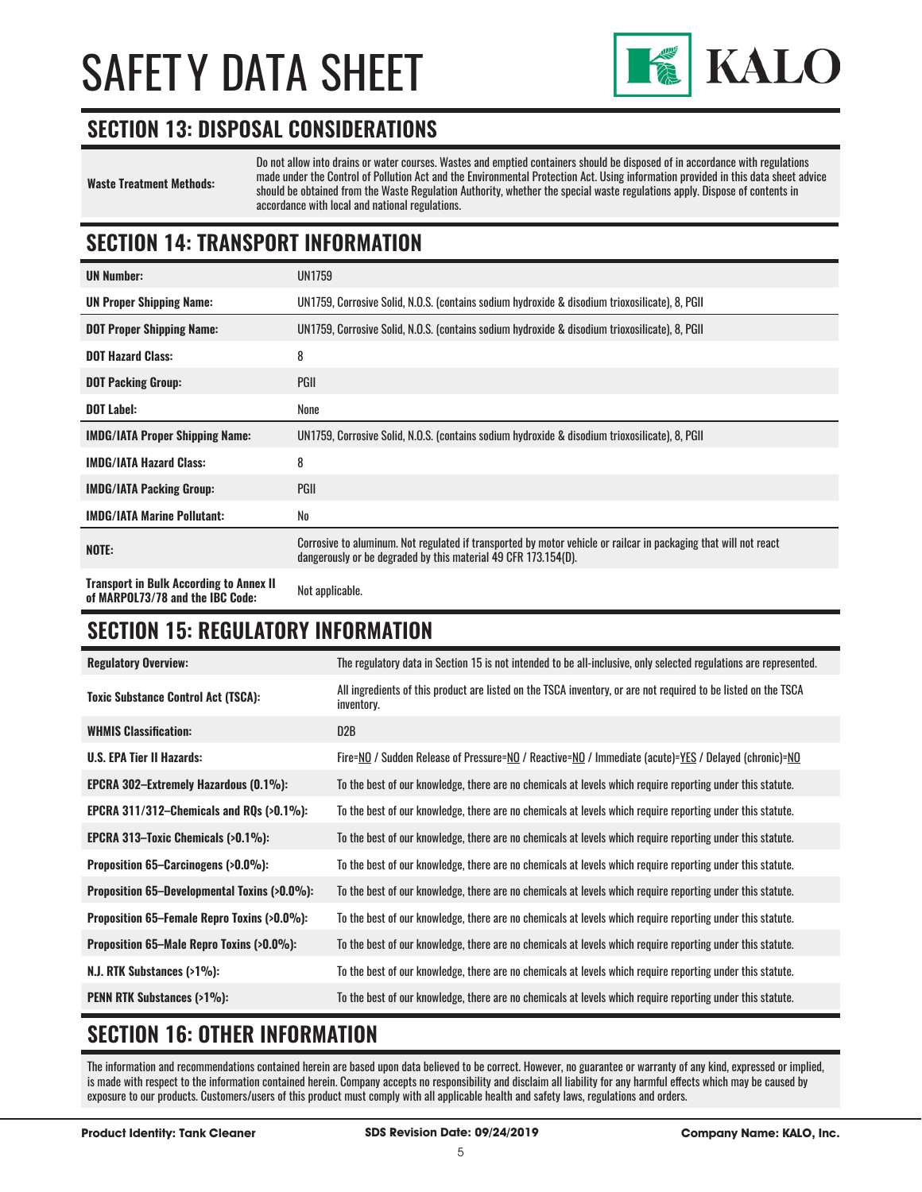# SAFETY DATA SHEET

## SECTION 13: DISPOSAL CONSIDERATIONS

| | |
|---|---|
| **Waste Treatment Methods:** | Do not allow into drains or water courses. Wastes and emptied containers should be disposed of in accordance with regulations made under the Control of Pollution Act and the Environmental Protection Act. Using information provided in this data sheet advice should be obtained from the Waste Regulation Authority, whether the special waste regulations apply. Dispose of contents in accordance with local and national regulations. |

## SECTION 14: TRANSPORT INFORMATION

| | |
|---|---|
| **UN Number:** | UN1759 |
| **UN Proper Shipping Name:** | UN1759, Corrosive Solid, N.O.S. (contains sodium hydroxide & disodium trioxosilicate), 8, PGII |
| **DOT Proper Shipping Name:** | UN1759, Corrosive Solid, N.O.S. (contains sodium hydroxide & disodium trioxosilicate), 8, PGII |
| **DOT Hazard Class:** | 8 |
| **DOT Packing Group:** | PGII |
| **DOT Label:** | None |
| **IMDG/IATA Proper Shipping Name:** | UN1759, Corrosive Solid, N.O.S. (contains sodium hydroxide & disodium trioxosilicate), 8, PGII |
| **IMDG/IATA Hazard Class:** | 8 |
| **IMDG/IATA Packing Group:** | PGII |
| **IMDG/IATA Marine Pollutant:** | No |
| **NOTE:** | Corrosive to aluminum. Not regulated if transported by motor vehicle or railcar in packaging that will not react dangerously or be degraded by this material 49 CFR 173.154(D). |
| **Transport in Bulk According to Annex II of MARPOL73/78 and the IBC Code:** | Not applicable. |

## SECTION 15: REGULATORY INFORMATION

| | |
|---|---|
| **Regulatory Overview:** | The regulatory data in Section 15 is not intended to be all-inclusive, only selected regulations are represented. |
| **Toxic Substance Control Act (TSCA):** | All ingredients of this product are listed on the TSCA inventory, or are not required to be listed on the TSCA inventory. |
| **WHMIS Classification:** | D2B |
| **U.S. EPA Tier II Hazards:** | Fire=NO / Sudden Release of Pressure=NO / Reactive=NO / Immediate (acute)=YES / Delayed (chronic)=NO |
| **EPCRA 302–Extremely Hazardous (0.1%):** | To the best of our knowledge, there are no chemicals at levels which require reporting under this statute. |
| **EPCRA 311/312–Chemicals and RQs (>0.1%):** | To the best of our knowledge, there are no chemicals at levels which require reporting under this statute. |
| **EPCRA 313–Toxic Chemicals (>0.1%):** | To the best of our knowledge, there are no chemicals at levels which require reporting under this statute. |
| **Proposition 65–Carcinogens (>0.0%):** | To the best of our knowledge, there are no chemicals at levels which require reporting under this statute. |
| **Proposition 65–Developmental Toxins (>0.0%):** | To the best of our knowledge, there are no chemicals at levels which require reporting under this statute. |
| **Proposition 65–Female Repro Toxins (>0.0%):** | To the best of our knowledge, there are no chemicals at levels which require reporting under this statute. |
| **Proposition 65–Male Repro Toxins (>0.0%):** | To the best of our knowledge, there are no chemicals at levels which require reporting under this statute. |
| **N.J. RTK Substances (>1%):** | To the best of our knowledge, there are no chemicals at levels which require reporting under this statute. |
| **PENN RTK Substances (>1%):** | To the best of our knowledge, there are no chemicals at levels which require reporting under this statute. |

## SECTION 16: OTHER INFORMATION

The information and recommendations contained herein are based upon data believed to be correct. However, no guarantee or warranty of any kind, expressed or implied, is made with respect to the information contained herein. Company accepts no responsibility and disclaim all liability for any harmful effects which may be caused by exposure to our products. Customers/users of this product must comply with all applicable health and safety laws, regulations and orders.